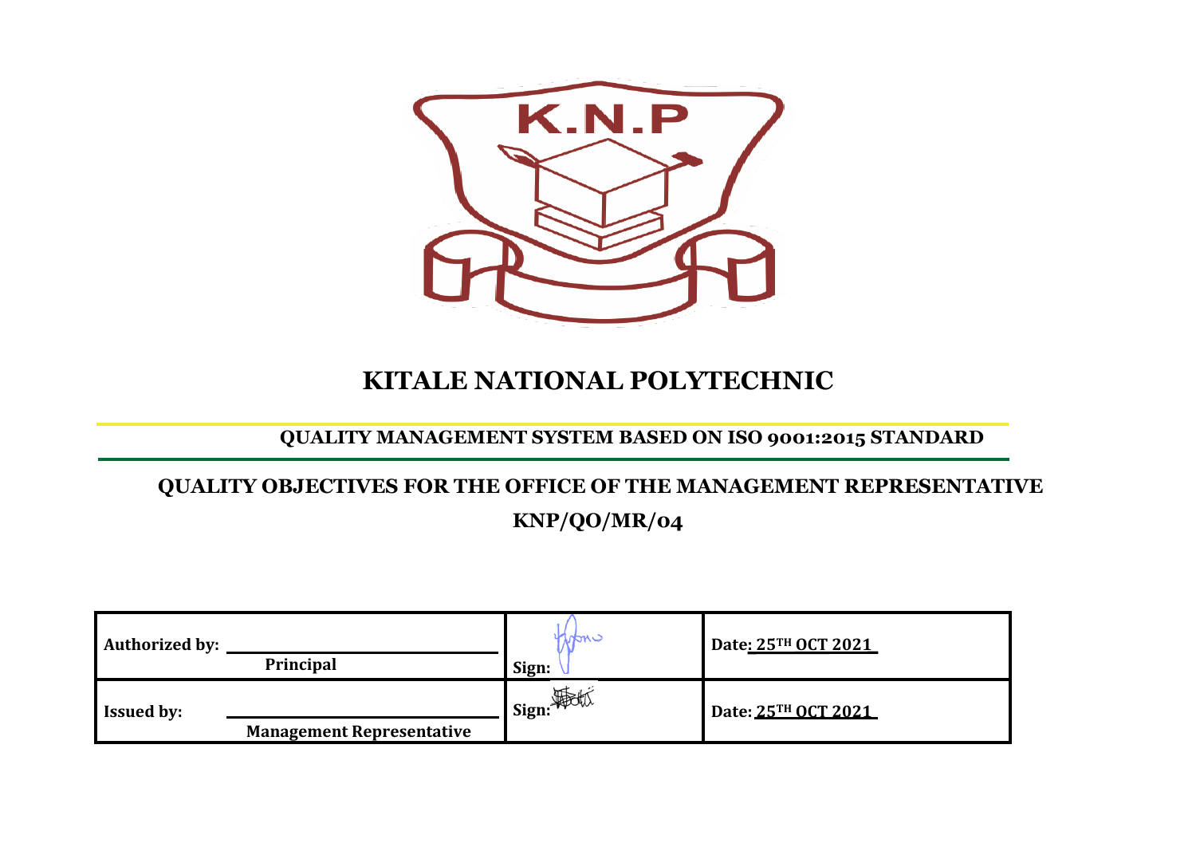K.N.P

# KITALE NATIONAL POLYTECHNIC

## QUALITY MANAGEMENT SYSTEM BASED ON ISO 9001:2015 STANDARD

## QUALITY OBJECTIVES FOR THE OFFICE OF THE MANAGEMENT REPRESENTATIVE

## KNP/QO/MR/04

| | | |
|---|---|---|
| **Authorized by:** ______________ **Principal** | **Sign:** | **Date: 25TH OCT 2021** |
| **Issued by:** ______________ **Management Representative** | **Sign:** | **Date: 25TH OCT 2021** |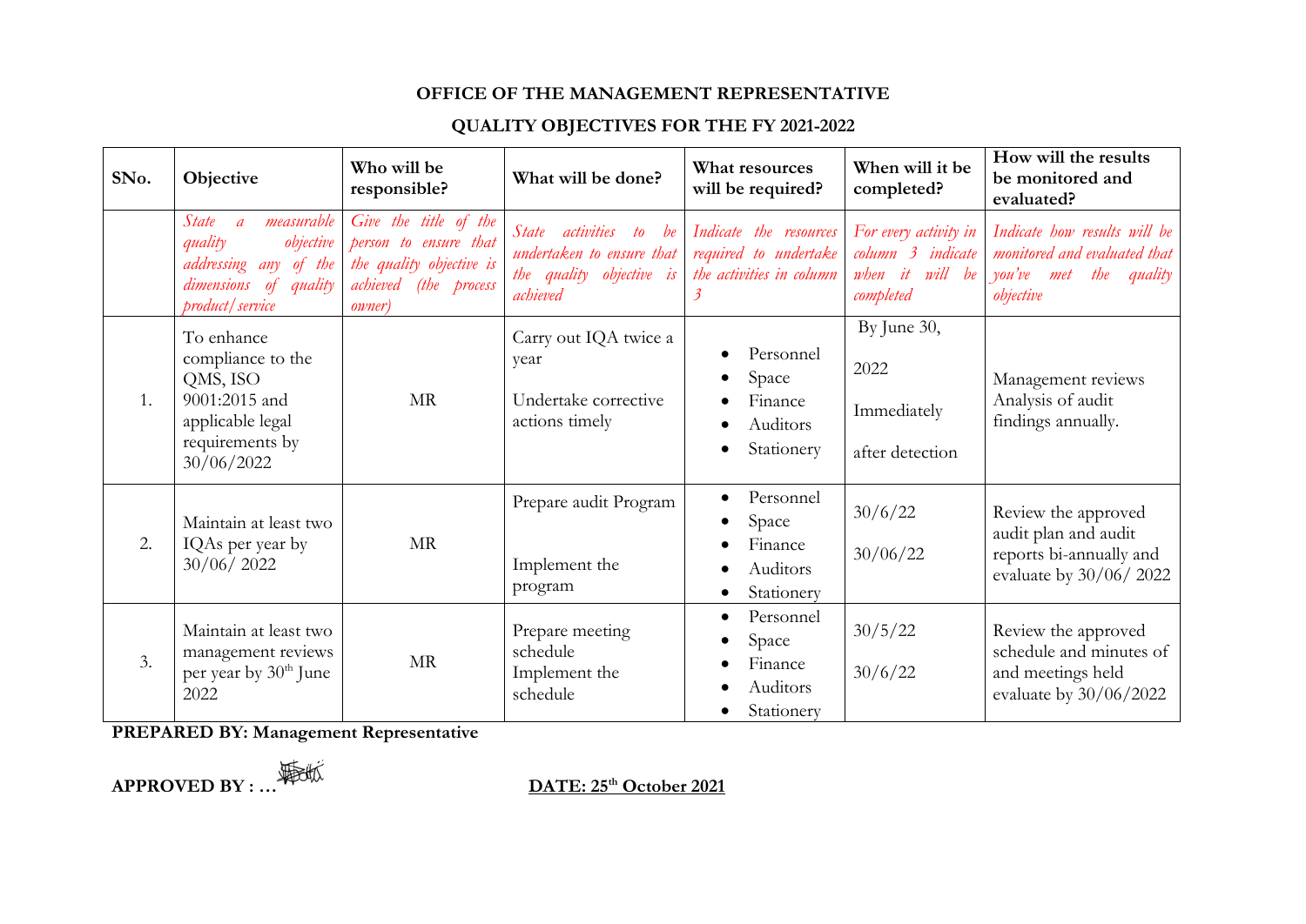**OFFICE OF THE MANAGEMENT REPRESENTATIVE**

**QUALITY OBJECTIVES FOR THE FY 2021-2022**

| SNo. | Objective | Who will be responsible? | What will be done? | What resources will be required? | When will it be completed? | How will the results be monitored and evaluated? |
|---|---|---|---|---|---|---|
| | *State a measurable quality objective addressing any of the dimensions of quality product/service* | *Give the title of the person to ensure that the quality objective is achieved (the process owner)* | *State activities to be undertaken to ensure that the quality objective is achieved* | *Indicate the resources required to undertake the activities in column 3* | *For every activity in column 3 indicate when it will be completed* | *Indicate how results will be monitored and evaluated that you've met the quality objective* |
| 1. | To enhance compliance to the QMS, ISO 9001:2015 and applicable legal requirements by 30/06/2022 | MR | Carry out IQA twice a year<br><br>Undertake corrective actions timely | • Personnel<br>• Space<br>• Finance<br>• Auditors<br>• Stationery | By June 30, 2022<br><br>Immediately after detection | Management reviews Analysis of audit findings annually. |
| 2. | Maintain at least two IQAs per year by 30/06/ 2022 | MR | Prepare audit Program<br><br>Implement the program | • Personnel<br>• Space<br>• Finance<br>• Auditors<br>• Stationery | 30/6/22<br><br>30/06/22 | Review the approved audit plan and audit reports bi-annually and evaluate by 30/06/ 2022 |
| 3. | Maintain at least two management reviews per year by 30th June 2022 | MR | Prepare meeting schedule<br>Implement the schedule | • Personnel<br>• Space<br>• Finance<br>• Auditors<br>• Stationery | 30/5/22<br><br>30/6/22 | Review the approved schedule and minutes of and meetings held evaluate by 30/06/2022 |

**PREPARED BY: Management Representative**

**APPROVED BY : …** [signature]

**DATE: 25th October 2021**